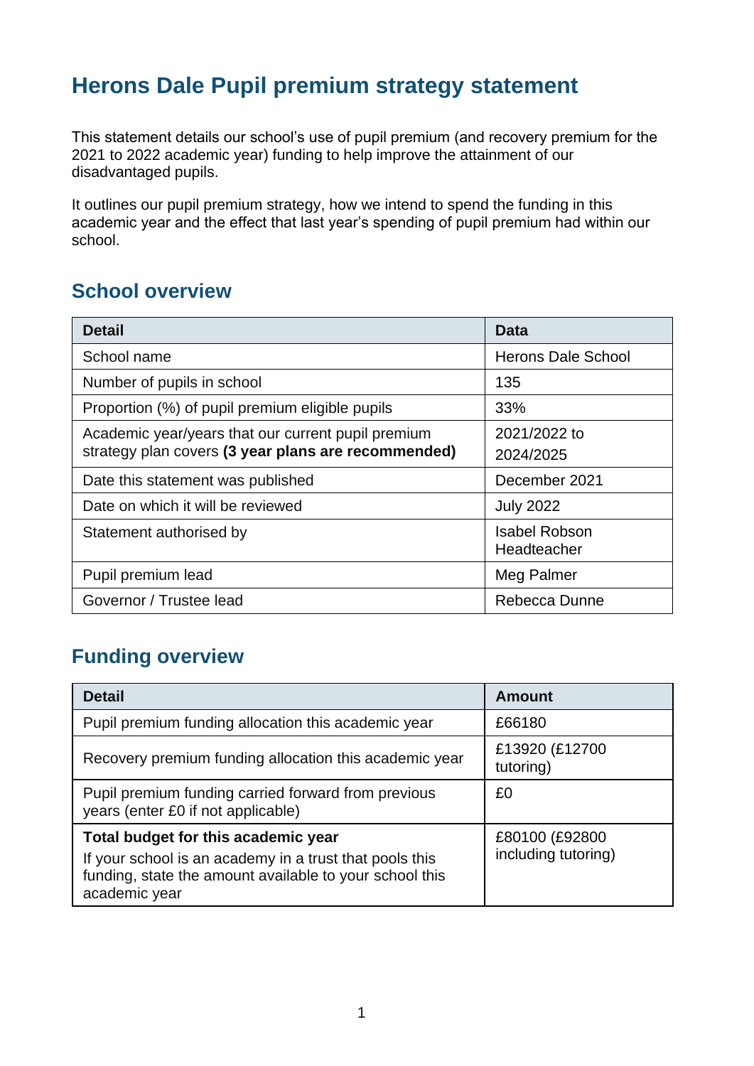# Herons Dale Pupil premium strategy statement

This statement details our school's use of pupil premium (and recovery premium for the 2021 to 2022 academic year) funding to help improve the attainment of our disadvantaged pupils.

It outlines our pupil premium strategy, how we intend to spend the funding in this academic year and the effect that last year's spending of pupil premium had within our school.

## School overview

| Detail | Data |
|---|---|
| School name | Herons Dale School |
| Number of pupils in school | 135 |
| Proportion (%) of pupil premium eligible pupils | 33% |
| Academic year/years that our current pupil premium strategy plan covers **(3 year plans are recommended)** | 2021/2022 to 2024/2025 |
| Date this statement was published | December 2021 |
| Date on which it will be reviewed | July 2022 |
| Statement authorised by | Isabel Robson Headteacher |
| Pupil premium lead | Meg Palmer |
| Governor / Trustee lead | Rebecca Dunne |

## Funding overview

| Detail | Amount |
|---|---|
| Pupil premium funding allocation this academic year | £66180 |
| Recovery premium funding allocation this academic year | £13920 (£12700 tutoring) |
| Pupil premium funding carried forward from previous years (enter £0 if not applicable) | £0 |
| **Total budget for this academic year** If your school is an academy in a trust that pools this funding, state the amount available to your school this academic year | £80100 (£92800 including tutoring) |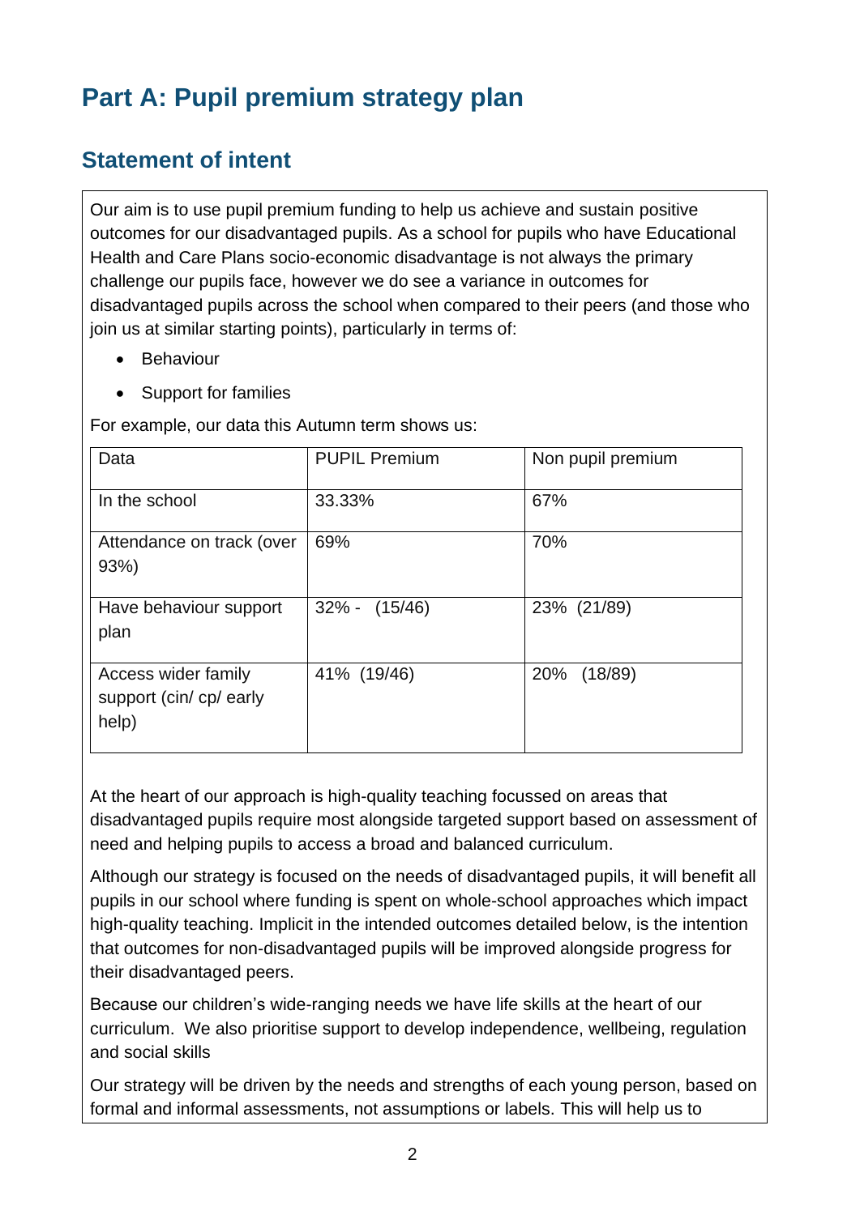# Part A: Pupil premium strategy plan

## Statement of intent

Our aim is to use pupil premium funding to help us achieve and sustain positive outcomes for our disadvantaged pupils. As a school for pupils who have Educational Health and Care Plans socio-economic disadvantage is not always the primary challenge our pupils face, however we do see a variance in outcomes for disadvantaged pupils across the school when compared to their peers (and those who join us at similar starting points), particularly in terms of:

- Behaviour
- Support for families

For example, our data this Autumn term shows us:

| Data | PUPIL Premium | Non pupil premium |
|---|---|---|
| In the school | 33.33% | 67% |
| Attendance on track (over 93%) | 69% | 70% |
| Have behaviour support plan | 32% - (15/46) | 23% (21/89) |
| Access wider family support (cin/ cp/ early help) | 41% (19/46) | 20% (18/89) |

At the heart of our approach is high-quality teaching focussed on areas that disadvantaged pupils require most alongside targeted support based on assessment of need and helping pupils to access a broad and balanced curriculum.

Although our strategy is focused on the needs of disadvantaged pupils, it will benefit all pupils in our school where funding is spent on whole-school approaches which impact high-quality teaching. Implicit in the intended outcomes detailed below, is the intention that outcomes for non-disadvantaged pupils will be improved alongside progress for their disadvantaged peers.

Because our children's wide-ranging needs we have life skills at the heart of our curriculum. We also prioritise support to develop independence, wellbeing, regulation and social skills

Our strategy will be driven by the needs and strengths of each young person, based on formal and informal assessments, not assumptions or labels. This will help us to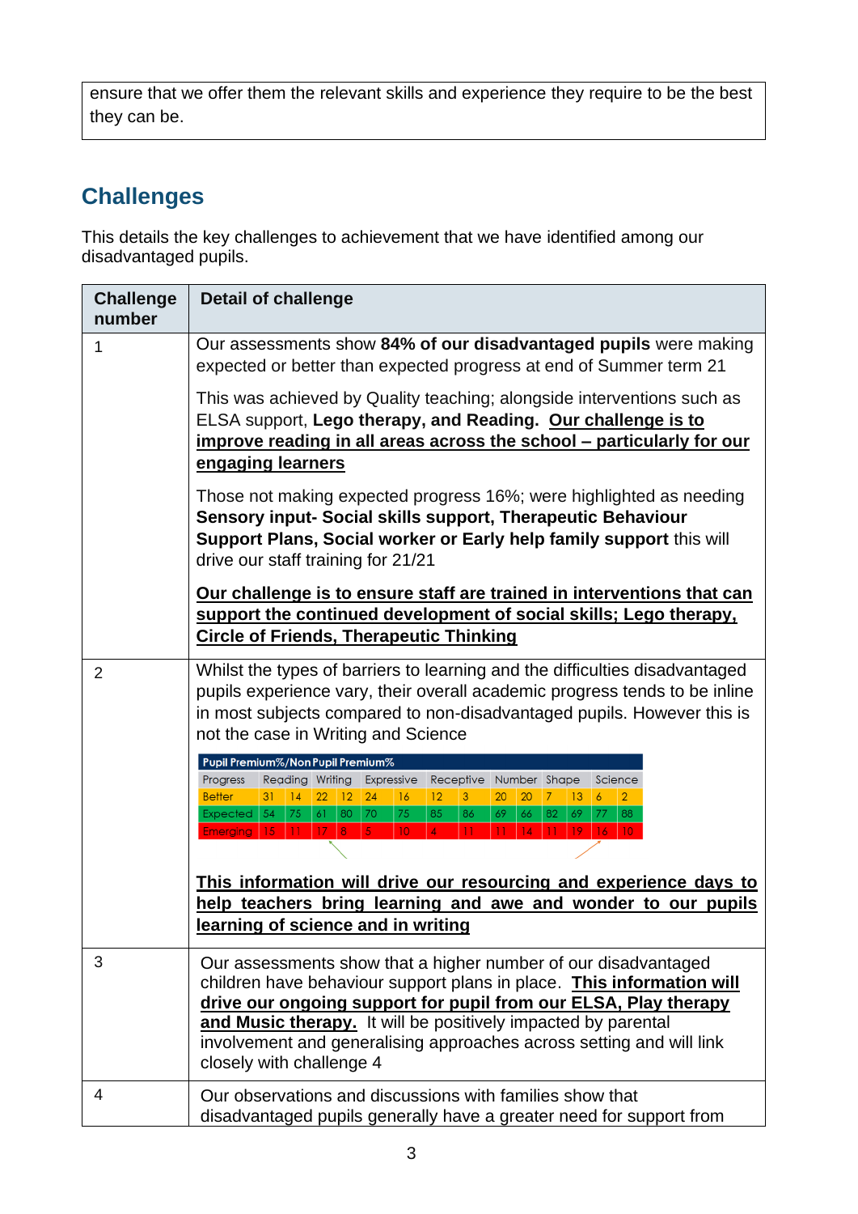| ensure that we offer them the relevant skills and experience they require to be the best they can be. |
|---|

## Challenges

This details the key challenges to achievement that we have identified among our disadvantaged pupils.

| Challenge number | Detail of challenge |
|---|---|
| 1 | Our assessments show **84% of our disadvantaged pupils** were making expected or better than expected progress at end of Summer term 21<br><br>This was achieved by Quality teaching; alongside interventions such as ELSA support, **Lego therapy, and Reading.** **Our challenge is to improve reading in all areas across the school – particularly for our engaging learners**<br><br>Those not making expected progress 16%; were highlighted as needing **Sensory input- Social skills support, Therapeutic Behaviour Support Plans, Social worker or Early help family support** this will drive our staff training for 21/21<br><br>**Our challenge is to ensure staff are trained in interventions that can support the continued development of social skills; Lego therapy, Circle of Friends, Therapeutic Thinking** |
| 2 | Whilst the types of barriers to learning and the difficulties disadvantaged pupils experience vary, their overall academic progress tends to be inline in most subjects compared to non-disadvantaged pupils. However this is not the case in Writing and Science<br><br>**Pupil Premium%/Non Pupil Premium%**<br>Progress: Reading / Writing / Expressive / Receptive / Number / Shape / Science<br>Better: 31, 14 / 22, 12 / 24, 16 / 12, 3 / 20, 20 / 7, 13 / 6, 2<br>Expected: 54, 75 / 61, 80 / 70, 75 / 85, 86 / 69, 66 / 82, 69 / 77, 88<br>Emerging: 15, 11 / 17, 8 / 5, 10 / 4, 11 / 11, 14 / 11, 19 / 16, 10<br><br>**This information will drive our resourcing and experience days to help teachers bring learning and awe and wonder to our pupils learning of science and in writing** |
| 3 | Our assessments show that a higher number of our disadvantaged children have behaviour support plans in place. **This information will drive our ongoing support for pupil from our ELSA, Play therapy and Music therapy.** It will be positively impacted by parental involvement and generalising approaches across setting and will link closely with challenge 4 |
| 4 | Our observations and discussions with families show that disadvantaged pupils generally have a greater need for support from |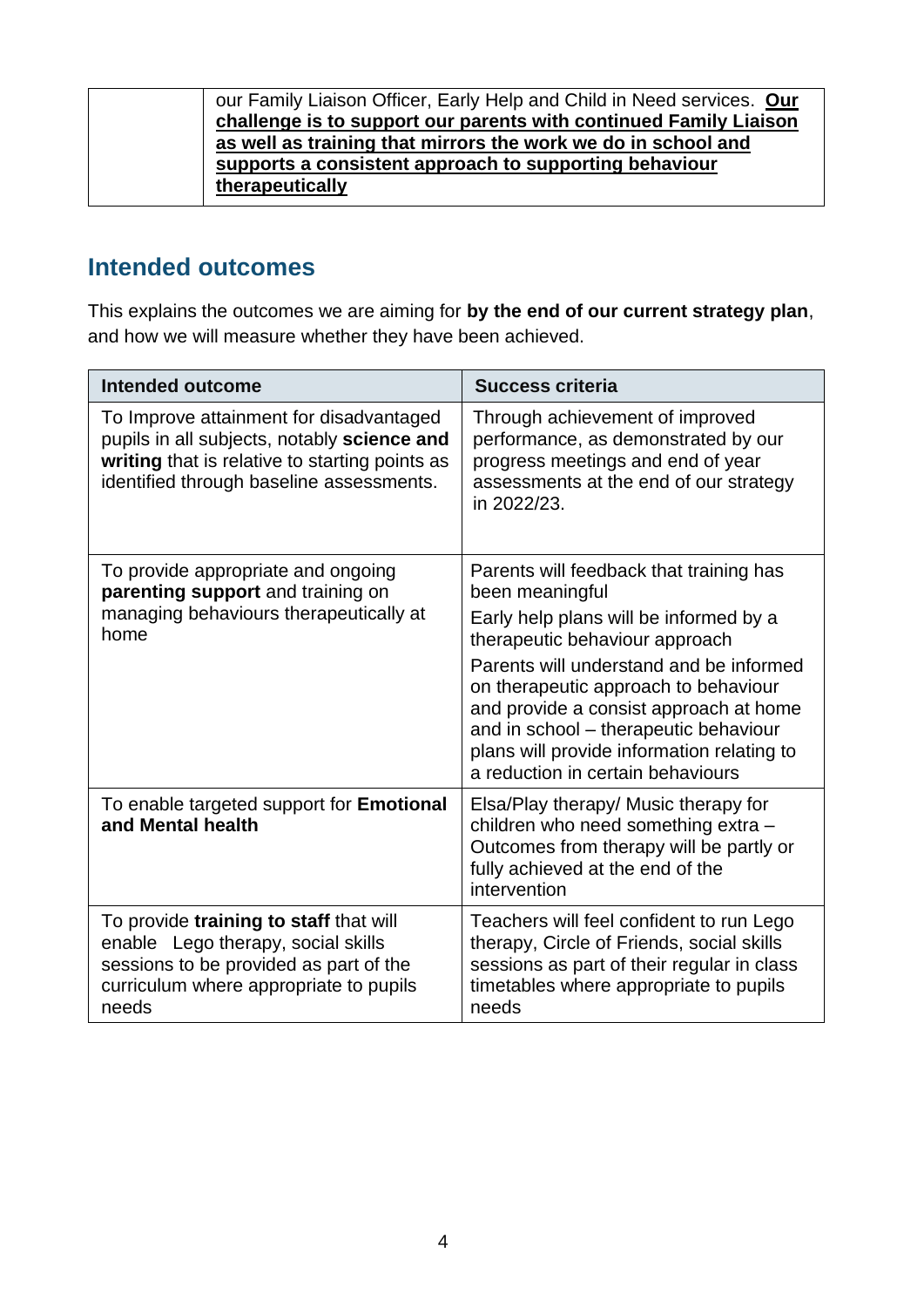| | our Family Liaison Officer, Early Help and Child in Need services. **<u>Our challenge is to support our parents with continued Family Liaison as well as training that mirrors the work we do in school and supports a consistent approach to supporting behaviour therapeutically</u>** |
|---|---|

## Intended outcomes

This explains the outcomes we are aiming for **by the end of our current strategy plan**, and how we will measure whether they have been achieved.

| Intended outcome | Success criteria |
|---|---|
| To Improve attainment for disadvantaged pupils in all subjects, notably **science and writing** that is relative to starting points as identified through baseline assessments. | Through achievement of improved performance, as demonstrated by our progress meetings and end of year assessments at the end of our strategy in 2022/23. |
| To provide appropriate and ongoing **parenting support** and training on managing behaviours therapeutically at home | Parents will feedback that training has been meaningful<br>Early help plans will be informed by a therapeutic behaviour approach<br>Parents will understand and be informed on therapeutic approach to behaviour and provide a consist approach at home and in school – therapeutic behaviour plans will provide information relating to a reduction in certain behaviours |
| To enable targeted support for **Emotional and Mental health** | Elsa/Play therapy/ Music therapy for children who need something extra – Outcomes from therapy will be partly or fully achieved at the end of the intervention |
| To provide **training to staff** that will enable Lego therapy, social skills sessions to be provided as part of the curriculum where appropriate to pupils needs | Teachers will feel confident to run Lego therapy, Circle of Friends, social skills sessions as part of their regular in class timetables where appropriate to pupils needs |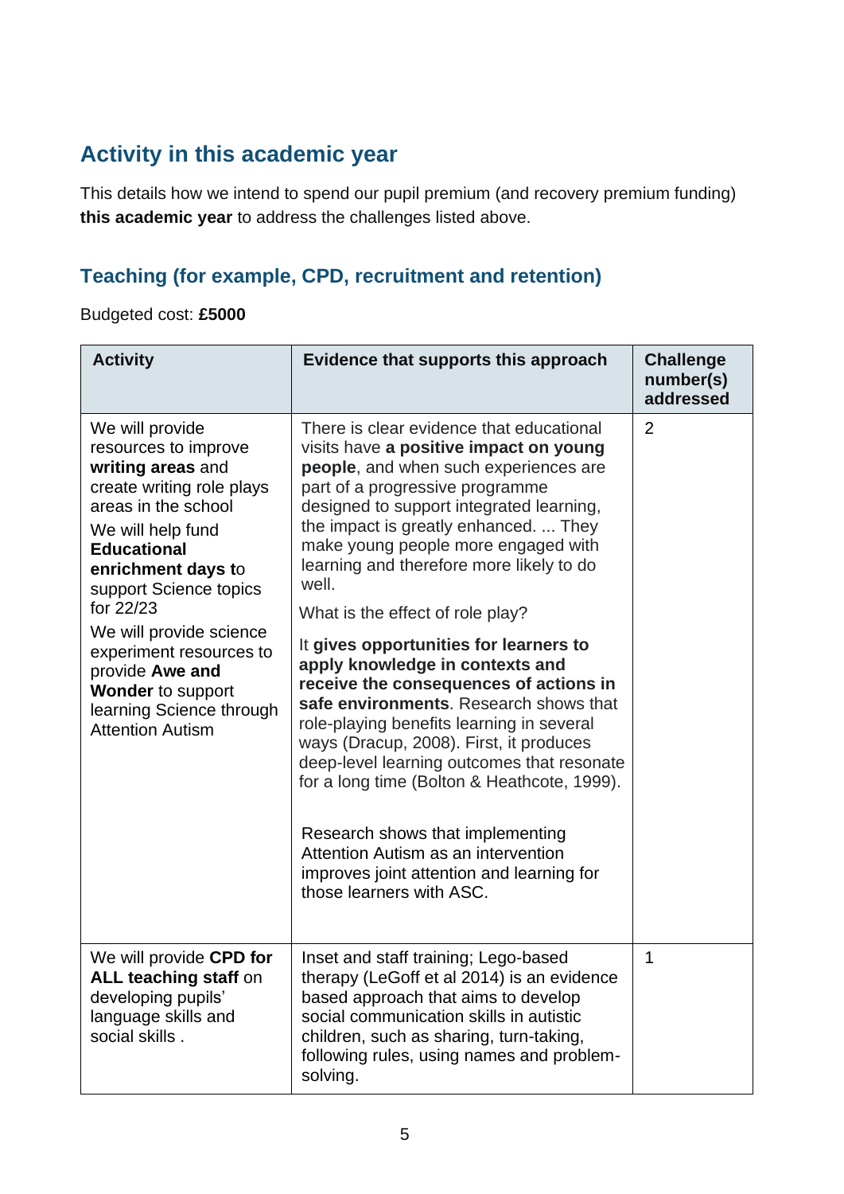## Activity in this academic year

This details how we intend to spend our pupil premium (and recovery premium funding) **this academic year** to address the challenges listed above.

### Teaching (for example, CPD, recruitment and retention)

Budgeted cost: **£5000**

| Activity | Evidence that supports this approach | Challenge number(s) addressed |
|---|---|---|
| We will provide resources to improve **writing areas** and create writing role plays areas in the school<br><br>We will help fund **Educational enrichment days t**o support Science topics for 22/23<br><br>We will provide science experiment resources to provide **Awe and Wonder** to support learning Science through Attention Autism | There is clear evidence that educational visits have **a positive impact on young people**, and when such experiences are part of a progressive programme designed to support integrated learning, the impact is greatly enhanced. ... They make young people more engaged with learning and therefore more likely to do well.<br><br>What is the effect of role play?<br><br>It **gives opportunities for learners to apply knowledge in contexts and receive the consequences of actions in safe environments**. Research shows that role-playing benefits learning in several ways (Dracup, 2008). First, it produces deep-level learning outcomes that resonate for a long time (Bolton & Heathcote, 1999).<br><br>Research shows that implementing Attention Autism as an intervention improves joint attention and learning for those learners with ASC. | 2 |
| We will provide **CPD for ALL teaching staff** on developing pupils' language skills and social skills . | Inset and staff training; Lego-based therapy (LeGoff et al 2014) is an evidence based approach that aims to develop social communication skills in autistic children, such as sharing, turn-taking, following rules, using names and problem-solving. | 1 |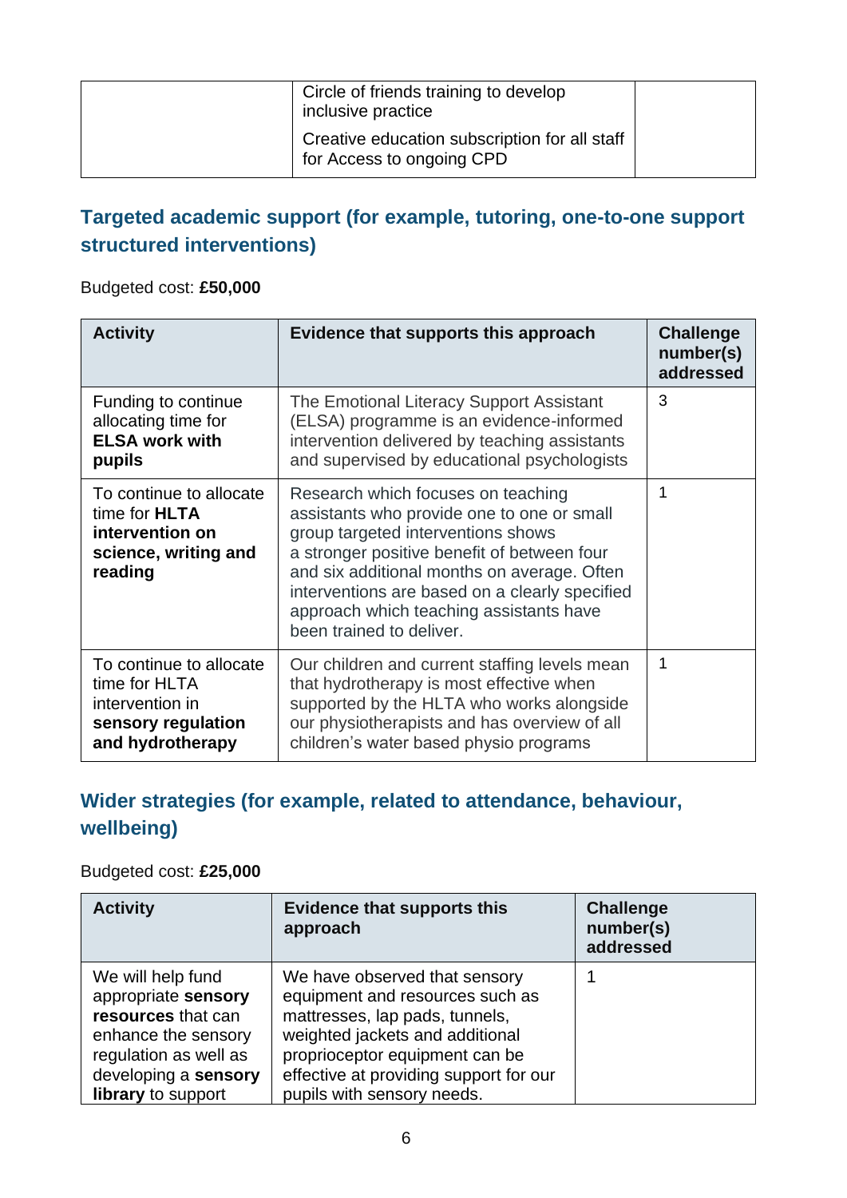| | Circle of friends training to develop inclusive practice<br>Creative education subscription for all staff for Access to ongoing CPD | |
|---|---|---|

## Targeted academic support (for example, tutoring, one-to-one support structured interventions)

Budgeted cost: **£50,000**

| Activity | Evidence that supports this approach | Challenge number(s) addressed |
|---|---|---|
| Funding to continue allocating time for **ELSA work with pupils** | The Emotional Literacy Support Assistant (ELSA) programme is an evidence-informed intervention delivered by teaching assistants and supervised by educational psychologists | 3 |
| To continue to allocate time for **HLTA intervention on science, writing and reading** | Research which focuses on teaching assistants who provide one to one or small group targeted interventions shows a stronger positive benefit of between four and six additional months on average. Often interventions are based on a clearly specified approach which teaching assistants have been trained to deliver. | 1 |
| To continue to allocate time for HLTA intervention in **sensory regulation and hydrotherapy** | Our children and current staffing levels mean that hydrotherapy is most effective when supported by the HLTA who works alongside our physiotherapists and has overview of all children's water based physio programs | 1 |

## Wider strategies (for example, related to attendance, behaviour, wellbeing)

Budgeted cost: **£25,000**

| Activity | Evidence that supports this approach | Challenge number(s) addressed |
|---|---|---|
| We will help fund appropriate **sensory resources** that can enhance the sensory regulation as well as developing a **sensory library** to support | We have observed that sensory equipment and resources such as mattresses, lap pads, tunnels, weighted jackets and additional proprioceptor equipment can be effective at providing support for our pupils with sensory needs. | 1 |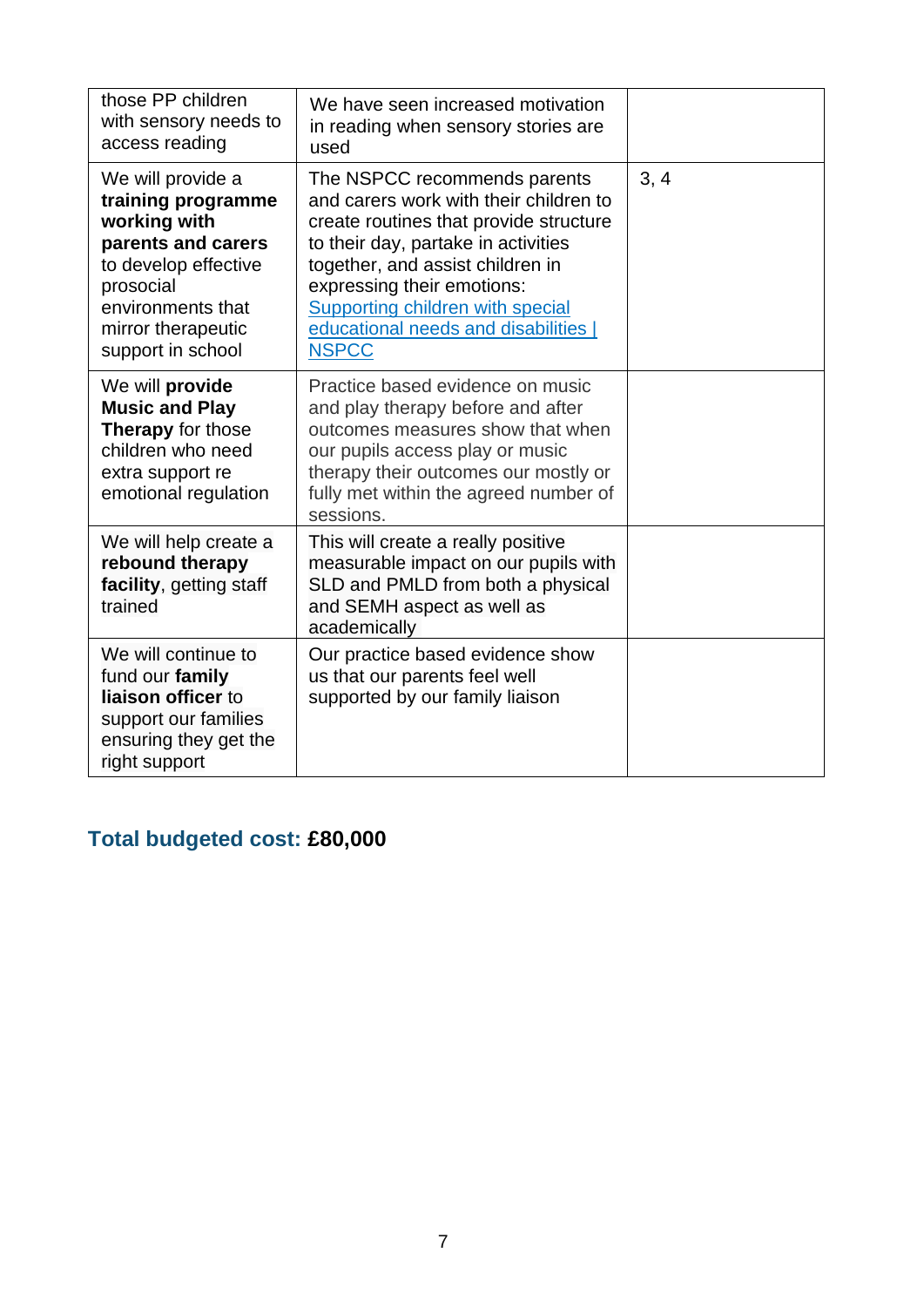| | | |
|---|---|---|
| those PP children with sensory needs to access reading | We have seen increased motivation in reading when sensory stories are used | |
| We will provide a **training programme working with parents and carers** to develop effective prosocial environments that mirror therapeutic support in school | The NSPCC recommends parents and carers work with their children to create routines that provide structure to their day, partake in activities together, and assist children in expressing their emotions: [Supporting children with special educational needs and disabilities \| NSPCC]() | 3, 4 |
| We will **provide Music and Play Therapy** for those children who need extra support re emotional regulation | Practice based evidence on music and play therapy before and after outcomes measures show that when our pupils access play or music therapy their outcomes our mostly or fully met within the agreed number of sessions. | |
| We will help create a **rebound therapy facility**, getting staff trained | This will create a really positive measurable impact on our pupils with SLD and PMLD from both a physical and SEMH aspect as well as academically | |
| We will continue to fund our **family liaison officer** to support our families ensuring they get the right support | Our practice based evidence show us that our parents feel well supported by our family liaison | |

## Total budgeted cost: **£80,000**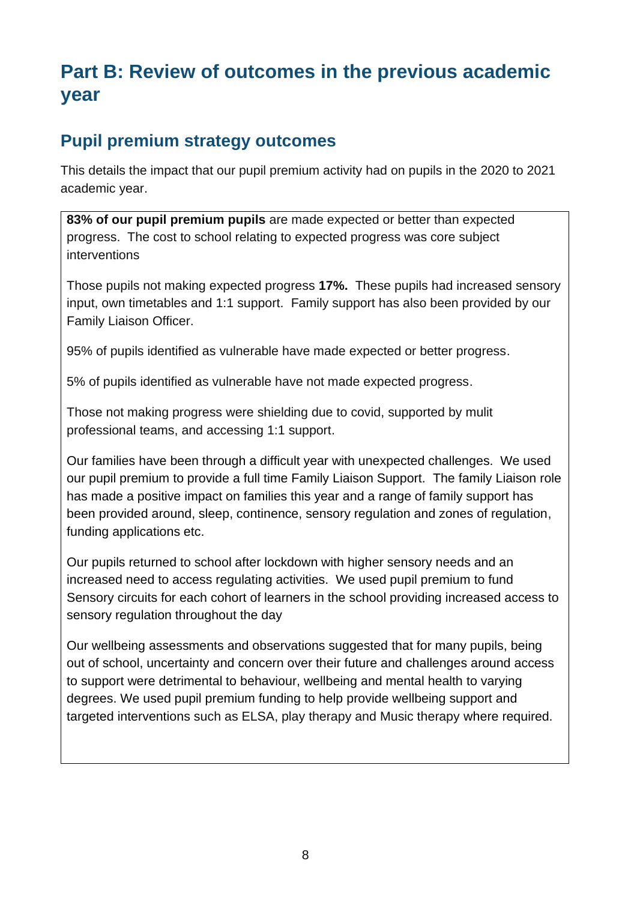# Part B: Review of outcomes in the previous academic year

## Pupil premium strategy outcomes

This details the impact that our pupil premium activity had on pupils in the 2020 to 2021 academic year.

**83% of our pupil premium pupils** are made expected or better than expected progress. The cost to school relating to expected progress was core subject interventions

Those pupils not making expected progress **17%.** These pupils had increased sensory input, own timetables and 1:1 support. Family support has also been provided by our Family Liaison Officer.

95% of pupils identified as vulnerable have made expected or better progress.

5% of pupils identified as vulnerable have not made expected progress.

Those not making progress were shielding due to covid, supported by mulit professional teams, and accessing 1:1 support.

Our families have been through a difficult year with unexpected challenges. We used our pupil premium to provide a full time Family Liaison Support. The family Liaison role has made a positive impact on families this year and a range of family support has been provided around, sleep, continence, sensory regulation and zones of regulation, funding applications etc.

Our pupils returned to school after lockdown with higher sensory needs and an increased need to access regulating activities. We used pupil premium to fund Sensory circuits for each cohort of learners in the school providing increased access to sensory regulation throughout the day

Our wellbeing assessments and observations suggested that for many pupils, being out of school, uncertainty and concern over their future and challenges around access to support were detrimental to behaviour, wellbeing and mental health to varying degrees. We used pupil premium funding to help provide wellbeing support and targeted interventions such as ELSA, play therapy and Music therapy where required.